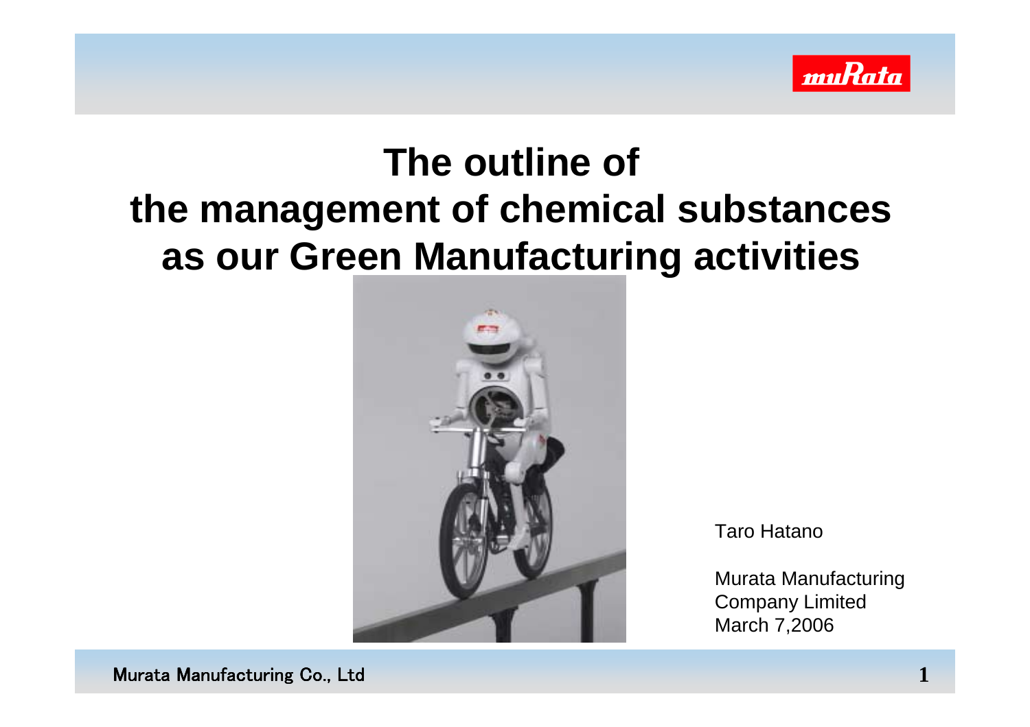# The outline of the management of chemical substances as our Green Manufacturing activities

Taro Hatano

Murata Manufacturing Company Limited
March 7,2006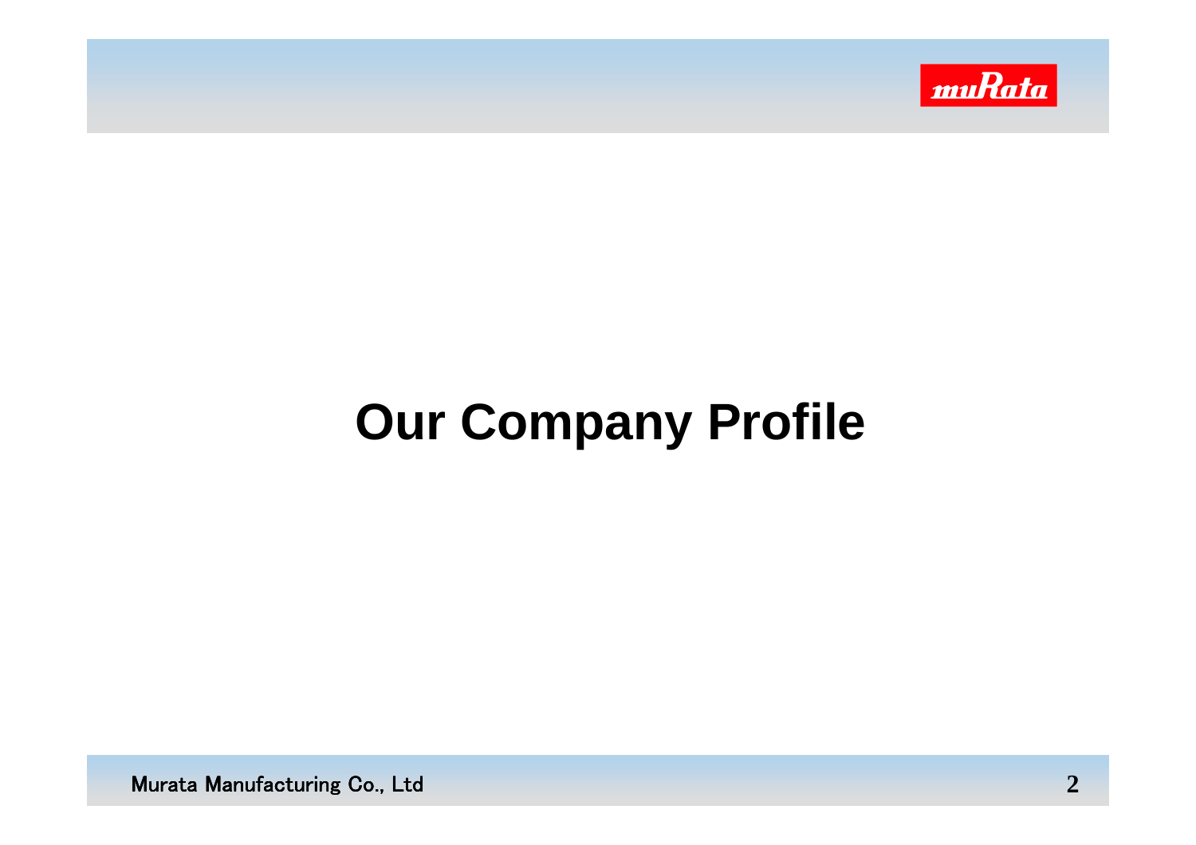# Our Company Profile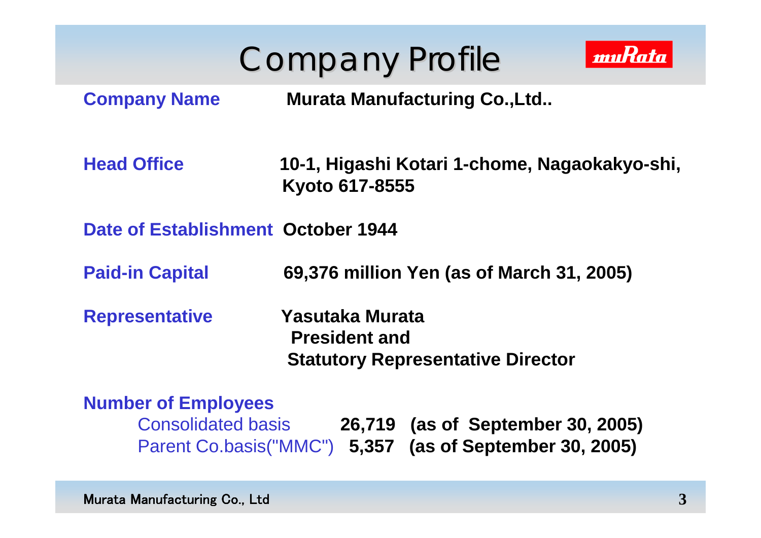# Company Profile

| | |
|---|---|
| **Company Name** | **Murata Manufacturing Co.,Ltd..** |
| **Head Office** | **10-1, Higashi Kotari 1-chome, Nagaokakyo-shi, Kyoto 617-8555** |
| **Date of Establishment** | **October 1944** |
| **Paid-in Capital** | **69,376 million Yen (as of March 31, 2005)** |
| **Representative** | **Yasutaka Murata**<br>**President and**<br>**Statutory Representative Director** |

**Number of Employees**

| | | |
|---|---|---|
| Consolidated basis | **26,719** | **(as of September 30, 2005)** |
| Parent Co.basis("MMC") | **5,357** | **(as of September 30, 2005)** |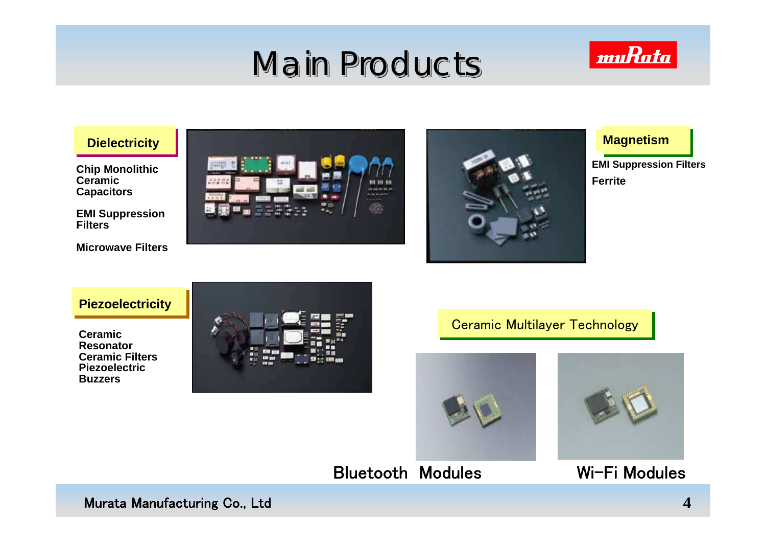# Main Products

muRata

## Dielectricity

**Chip Monolithic Ceramic Capacitors**

**EMI Suppression Filters**

**Microwave Filters**

## Magnetism

**EMI Suppression Filters**

**Ferrite**

## Piezoelectricity

**Ceramic Resonator**
**Ceramic Filters**
**Piezoelectric Buzzers**

## Ceramic Multilayer Technology

Bluetooth Modules

Wi-Fi Modules

Murata Manufacturing Co., Ltd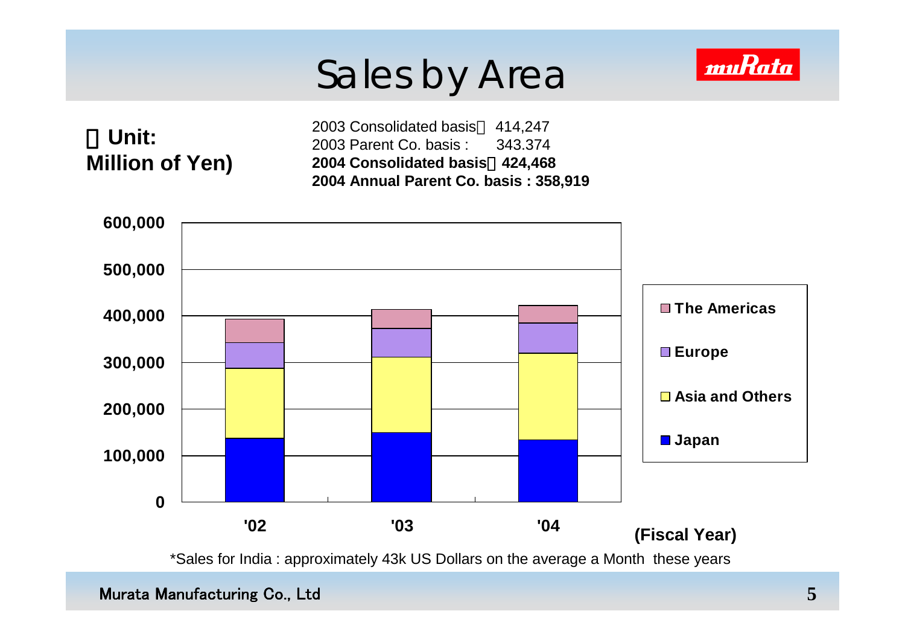# Sales by Area

（Unit: Million of Yen)

2003 Consolidated basis：414,247
2003 Parent Co. basis : 343.374
**2004 Consolidated basis：424,468**
**2004 Annual Parent Co. basis : 358,919**

**600,000**
**500,000**
**400,000**
**300,000**
**200,000**
**100,000**
**0**

**'02** **'03** **'04** **(Fiscal Year)**

**The Americas**
**Europe**
**Asia and Others**
**Japan**

*Sales for India : approximately 43k US Dollars on the average a Month these years

Murata Manufacturing Co., Ltd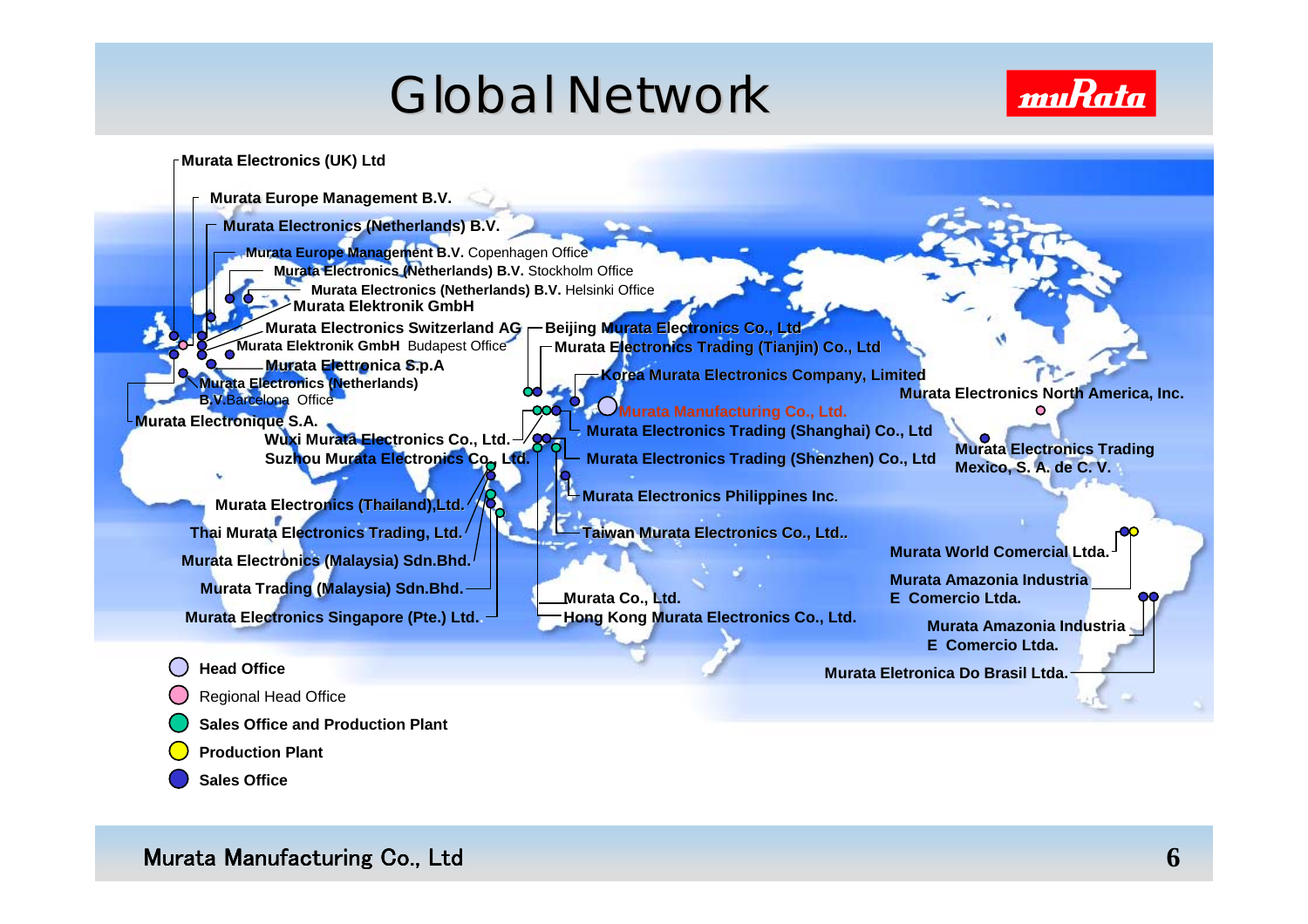# Global Network

Murata Electronics (UK) Ltd

Murata Europe Management B.V.

Murata Electronics (Netherlands) B.V.

**Murata Europe Management B.V.** Copenhagen Office

**Murata Electronics (Netherlands) B.V.** Stockholm Office

**Murata Electronics (Netherlands) B.V.** Helsinki Office

Murata Elektronik GmbH

Murata Electronics Switzerland AG

**Murata Elektronik GmbH** Budapest Office

Murata Elettronica S.p.A

**Murata Electronics (Netherlands) B.V.** Barcelona Office

Murata Electronique S.A.

Beijing Murata Electronics Co., Ltd

Murata Electronics Trading (Tianjin) Co., Ltd

Korea Murata Electronics Company, Limited

Murata Manufacturing Co., Ltd.

Murata Electronics Trading (Shanghai) Co., Ltd

Wuxi Murata Electronics Co., Ltd.

Suzhou Murata Electronics Co., Ltd.

Murata Electronics Trading (Shenzhen) Co., Ltd

Murata Electronics Philippines Inc.

Taiwan Murata Electronics Co., Ltd..

Murata Electronics (Thailand),Ltd.

Thai Murata Electronics Trading, Ltd.

Murata Electronics (Malaysia) Sdn.Bhd.

Murata Trading (Malaysia) Sdn.Bhd.

Murata Electronics Singapore (Pte.) Ltd.

Murata Co., Ltd.

Hong Kong Murata Electronics Co., Ltd.

Murata Electronics North America, Inc.

Murata Electronics Trading Mexico, S. A. de C. V.

Murata World Comercial Ltda.

Murata Amazonia Industria E Comercio Ltda.

Murata Amazonia Industria E Comercio Ltda.

Murata Eletronica Do Brasil Ltda.

- Head Office
- Regional Head Office
- Sales Office and Production Plant
- Production Plant
- Sales Office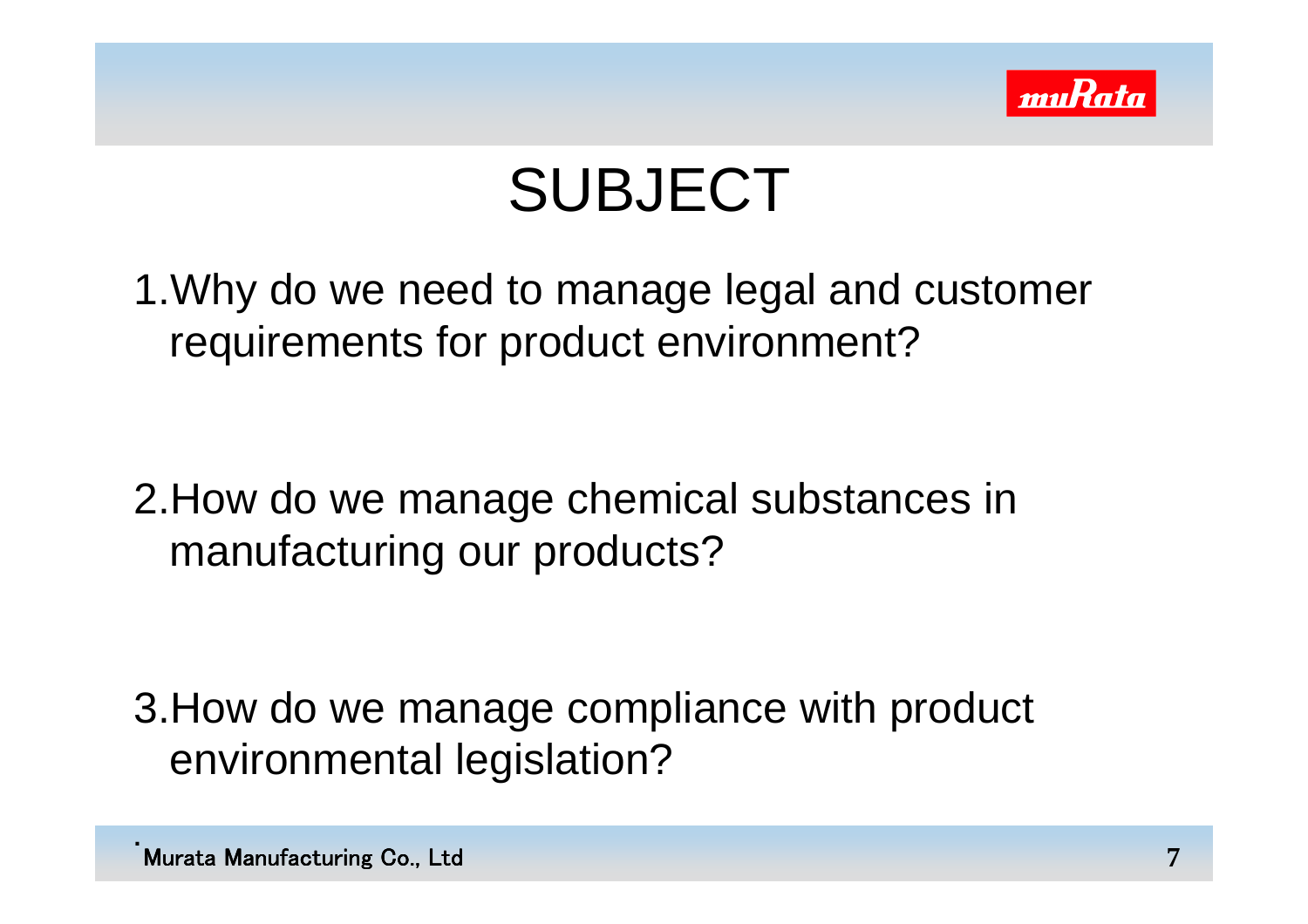# SUBJECT

1. Why do we need to manage legal and customer requirements for product environment?

2. How do we manage chemical substances in manufacturing our products?

3. How do we manage compliance with product environmental legislation?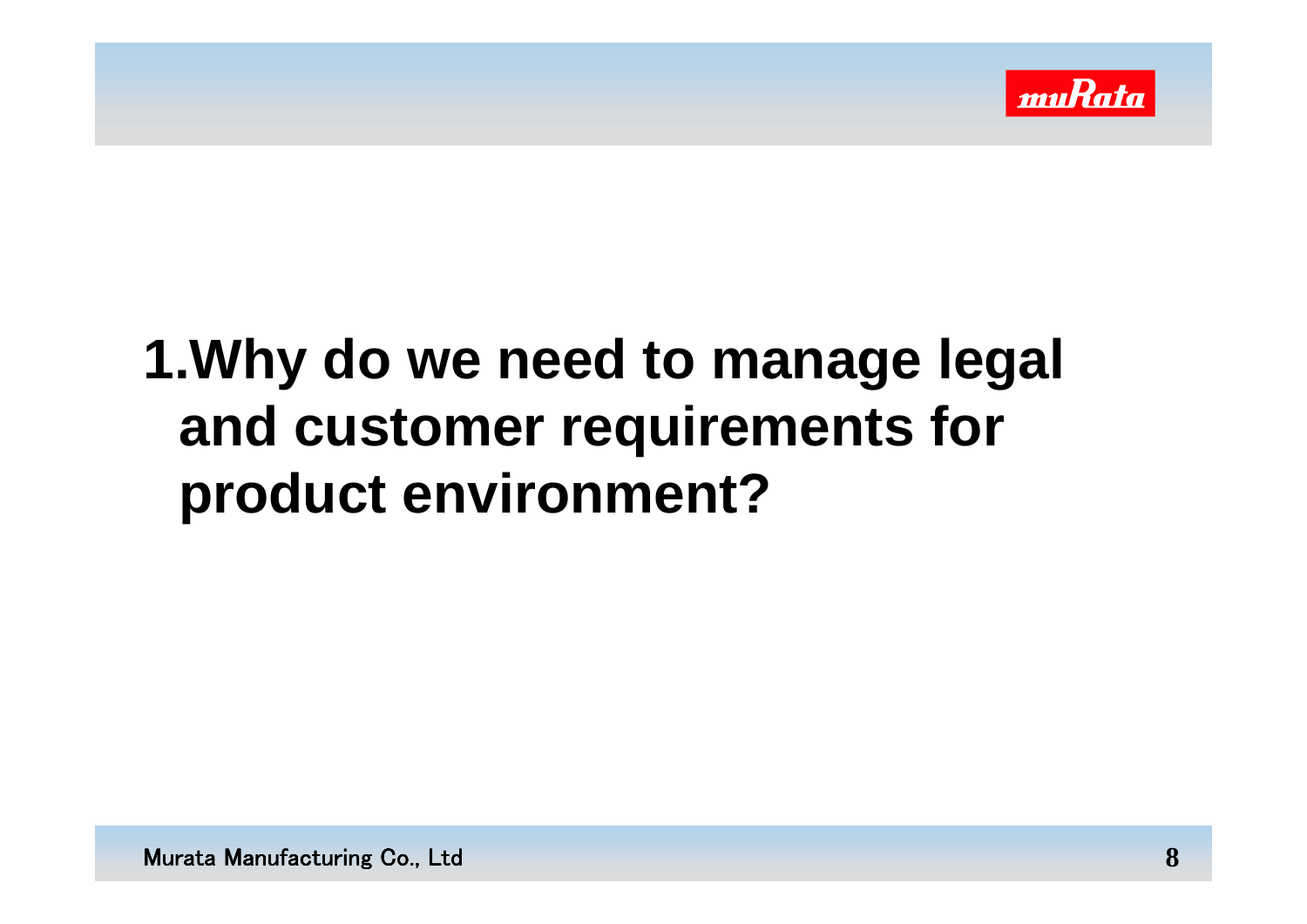# 1.Why do we need to manage legal and customer requirements for product environment?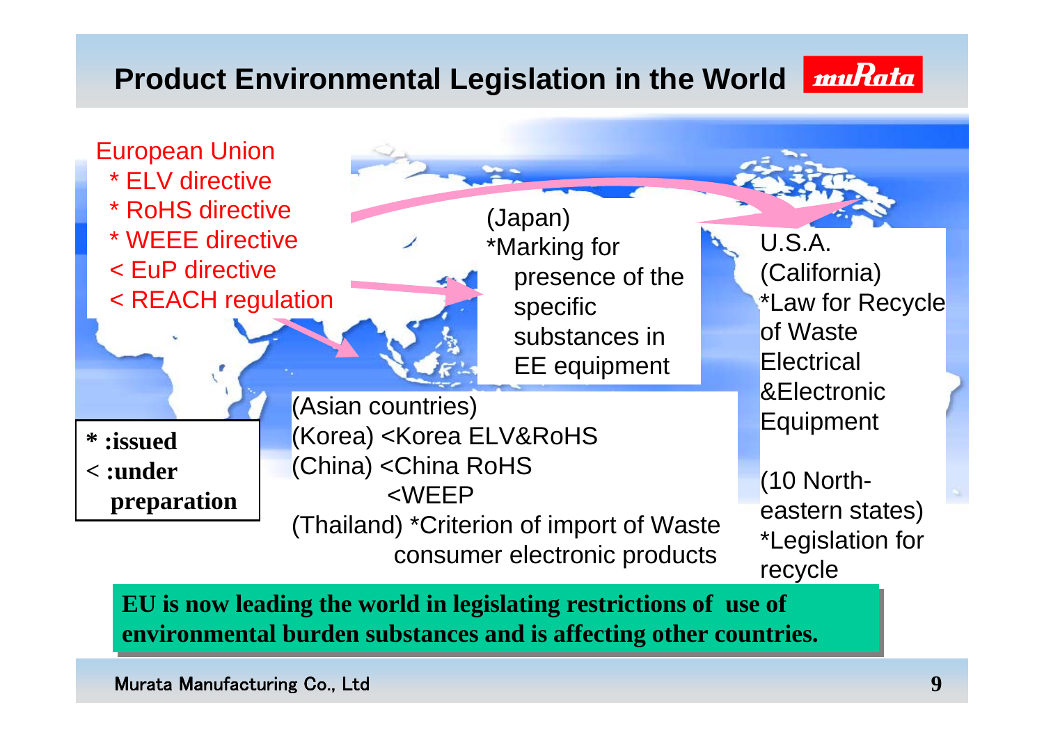# Product Environmental Legislation in the World

European Union
- * ELV directive
- * RoHS directive
- * WEEE directive
- < EuP directive
- < REACH regulation

(Japan)
*Marking for presence of the specific substances in EE equipment

U.S.A.
(California)
*Law for Recycle of Waste Electrical &Electronic Equipment

(10 North-eastern states)
*Legislation for recycle

(Asian countries)
(Korea) <Korea ELV&RoHS
(China) <China RoHS
<WEEP
(Thailand) *Criterion of import of Waste consumer electronic products

**\* :issued**
**< :under preparation**

**EU is now leading the world in legislating restrictions of use of environmental burden substances and is affecting other countries.**

Murata Manufacturing Co., Ltd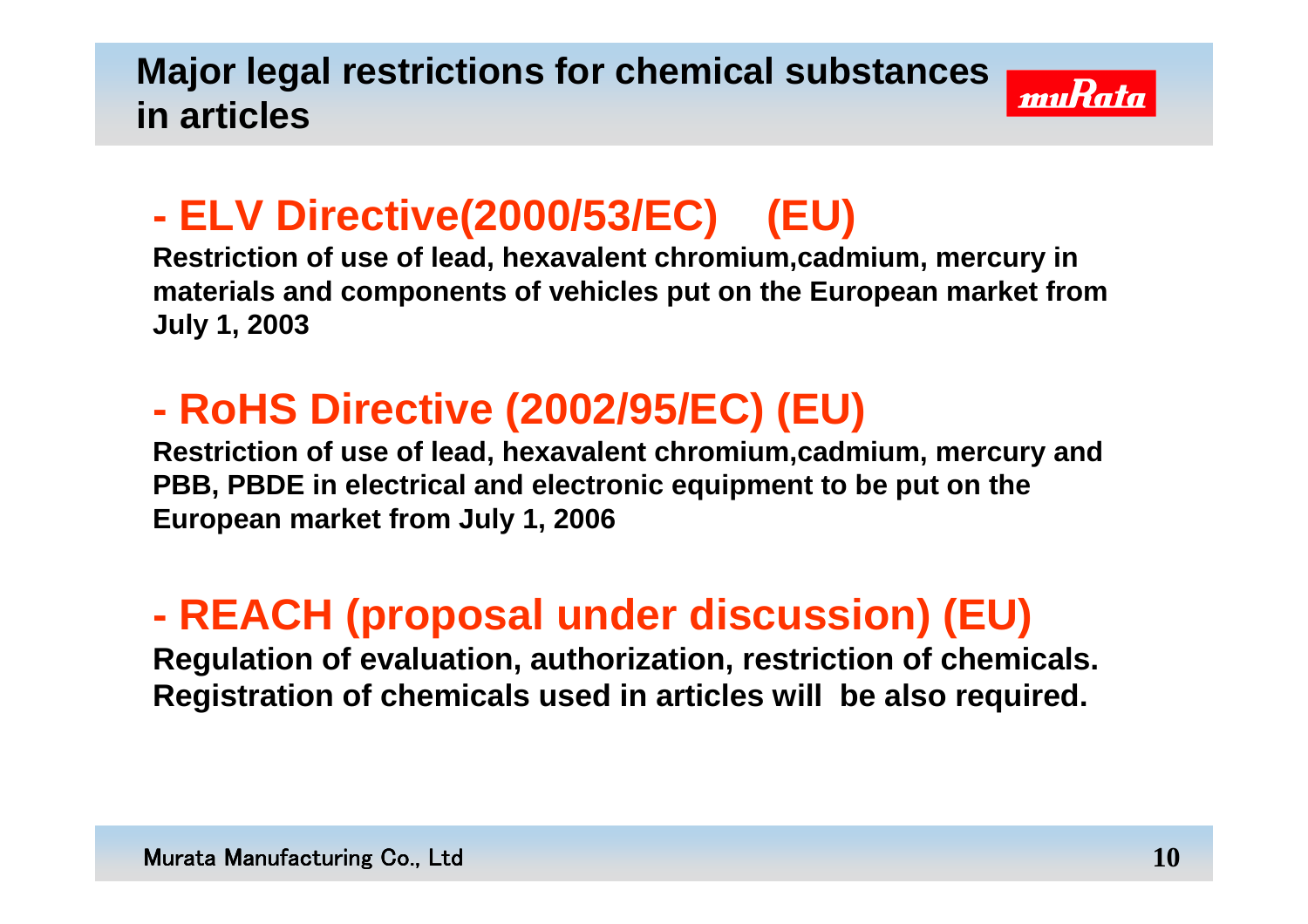# Major legal restrictions for chemical substances in articles

## - ELV Directive(2000/53/EC)　(EU)

**Restriction of use of lead, hexavalent chromium,cadmium, mercury in materials and components of vehicles put on the European market from July 1, 2003**

## - RoHS Directive (2002/95/EC) (EU)

**Restriction of use of lead, hexavalent chromium,cadmium, mercury and PBB, PBDE in electrical and electronic equipment to be put on the European market from July 1, 2006**

## - REACH (proposal under discussion) (EU)

**Regulation of evaluation, authorization, restriction of chemicals. Registration of chemicals used in articles will be also required.**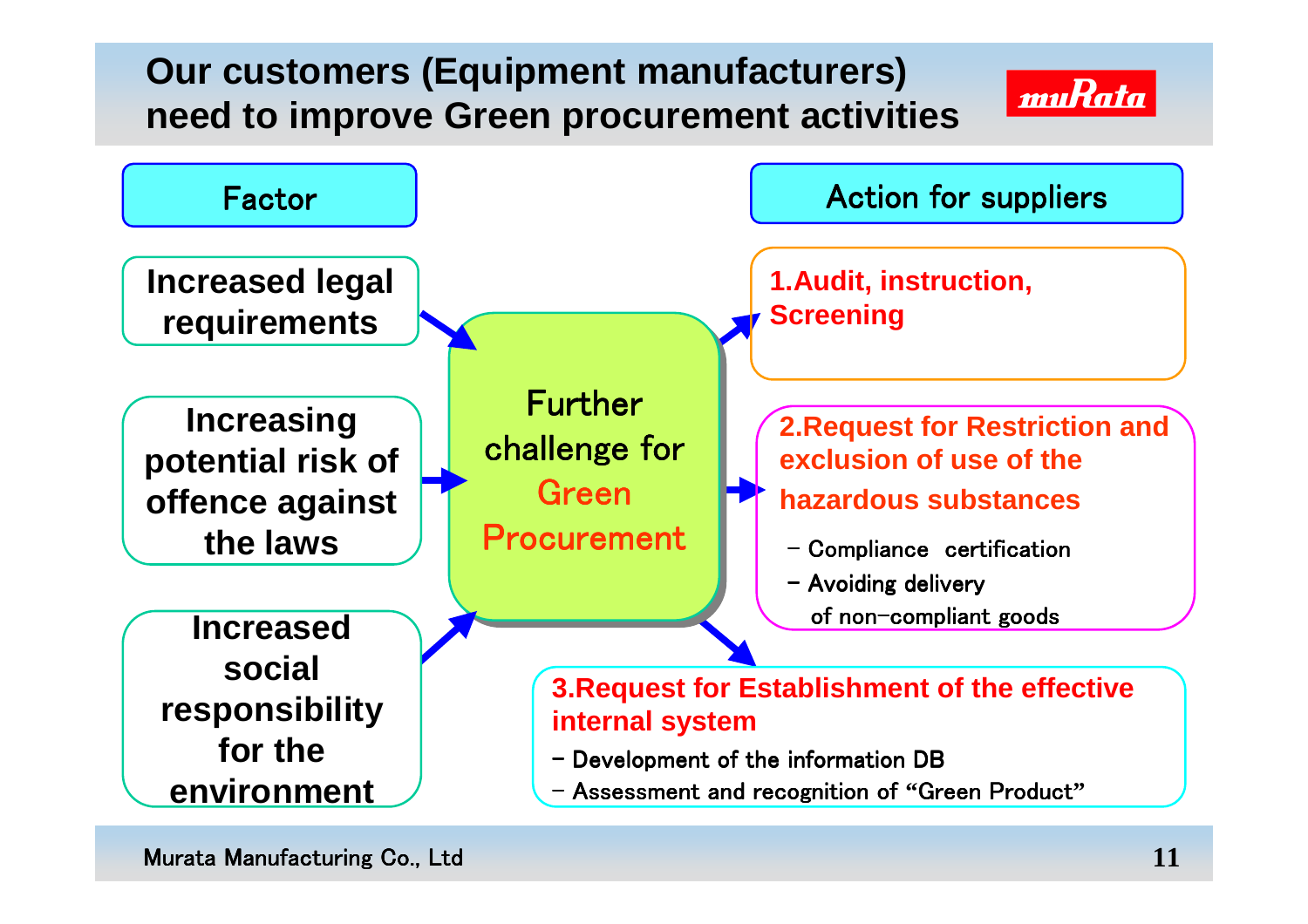# Our customers (Equipment manufacturers) need to improve Green procurement activities

**Factor**

- **Increased legal requirements**
- **Increasing potential risk of offence against the laws**
- **Increased social responsibility for the environment**

**Further challenge for Green Procurement**

**Action for suppliers**

**1.Audit, instruction, Screening**

**2.Request for Restriction and exclusion of use of the hazardous substances**

- Compliance certification
- Avoiding delivery of non-compliant goods

**3.Request for Establishment of the effective internal system**

- Development of the information DB
- Assessment and recognition of "Green Product"

Murata Manufacturing Co., Ltd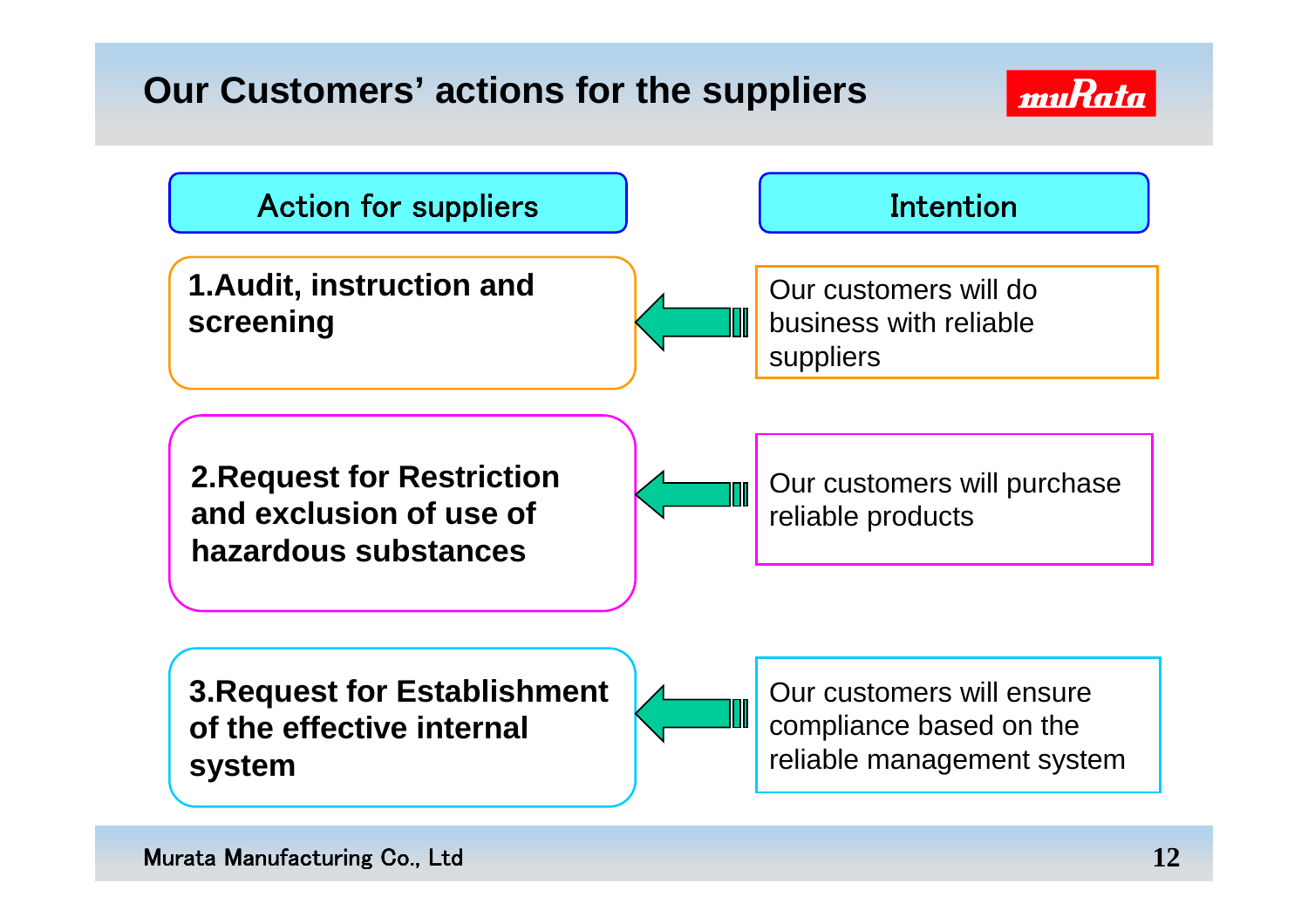# Our Customers' actions for the suppliers

| Action for suppliers | | Intention |
|---|---|---|
| **1.Audit, instruction and screening** | ← | Our customers will do business with reliable suppliers |
| **2.Request for Restriction and exclusion of use of hazardous substances** | ← | Our customers will purchase reliable products |
| **3.Request for Establishment of the effective internal system** | ← | Our customers will ensure compliance based on the reliable management system |

Murata Manufacturing Co., Ltd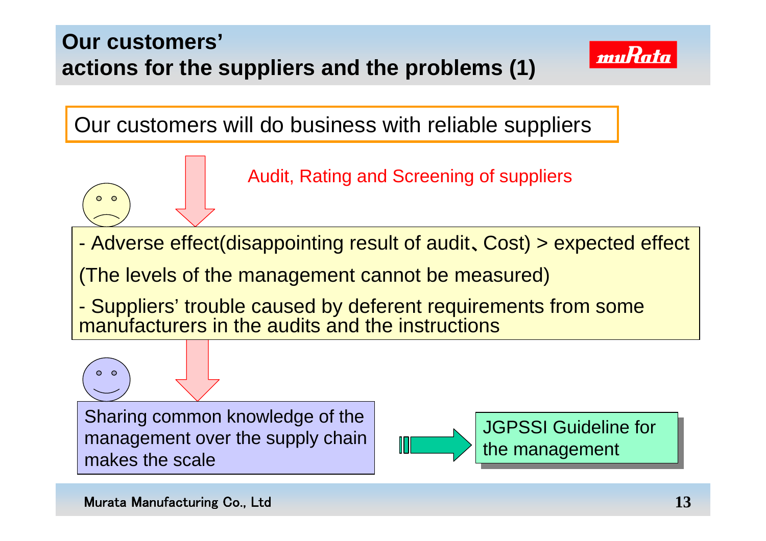# Our customers' actions for the suppliers and the problems (1)

Our customers will do business with reliable suppliers

Audit, Rating and Screening of suppliers

- Adverse effect(disappointing result of audit、Cost) > expected effect

(The levels of the management cannot be measured)

- Suppliers' trouble caused by deferent requirements from some manufacturers in the audits and the instructions

Sharing common knowledge of the management over the supply chain makes the scale

JGPSSI Guideline for the management

Murata Manufacturing Co., Ltd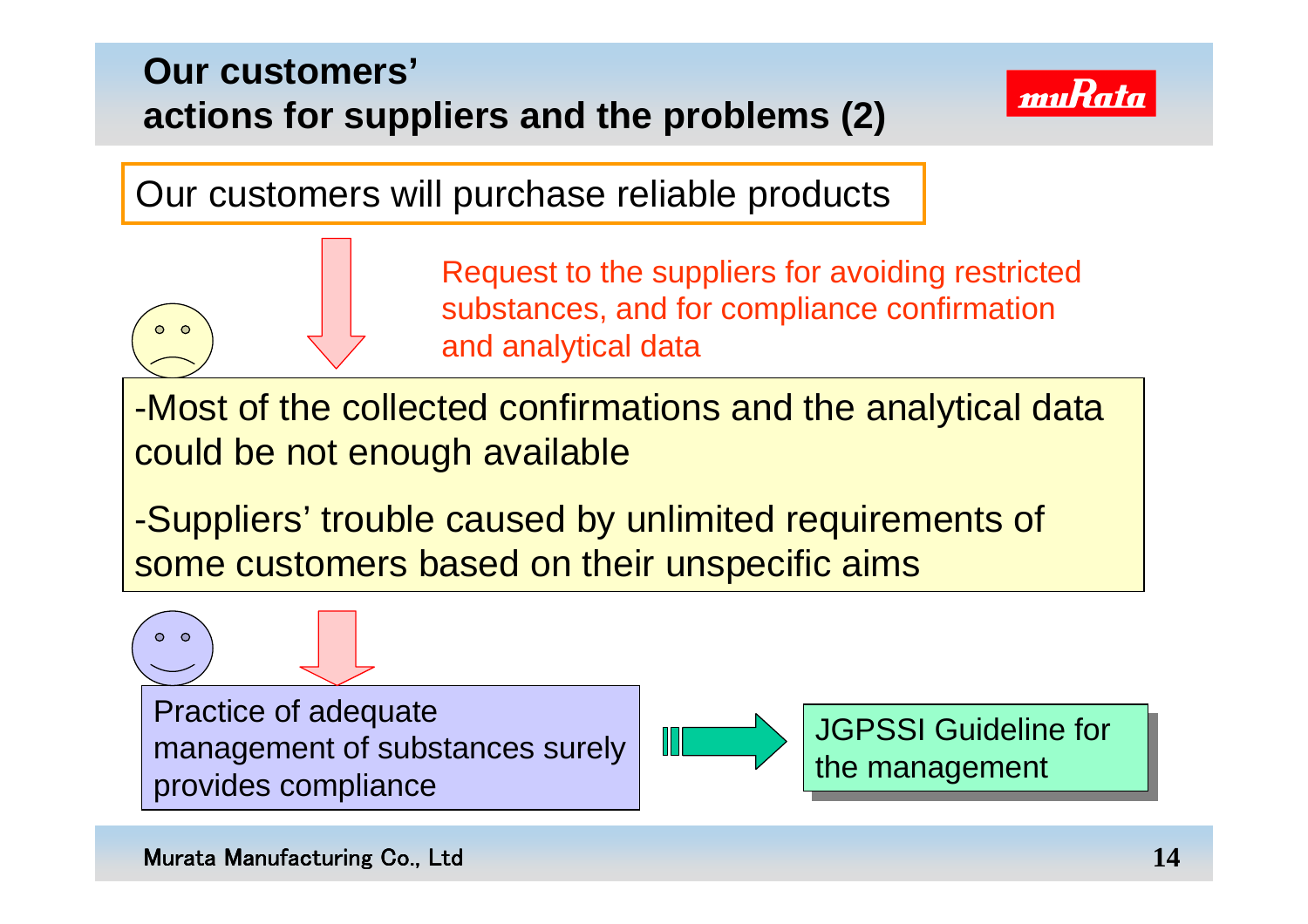# Our customers' actions for suppliers and the problems (2)

Our customers will purchase reliable products

Request to the suppliers for avoiding restricted substances, and for compliance confirmation and analytical data

-Most of the collected confirmations and the analytical data could be not enough available

-Suppliers' trouble caused by unlimited requirements of some customers based on their unspecific aims

Practice of adequate management of substances surely provides compliance

JGPSSI Guideline for the management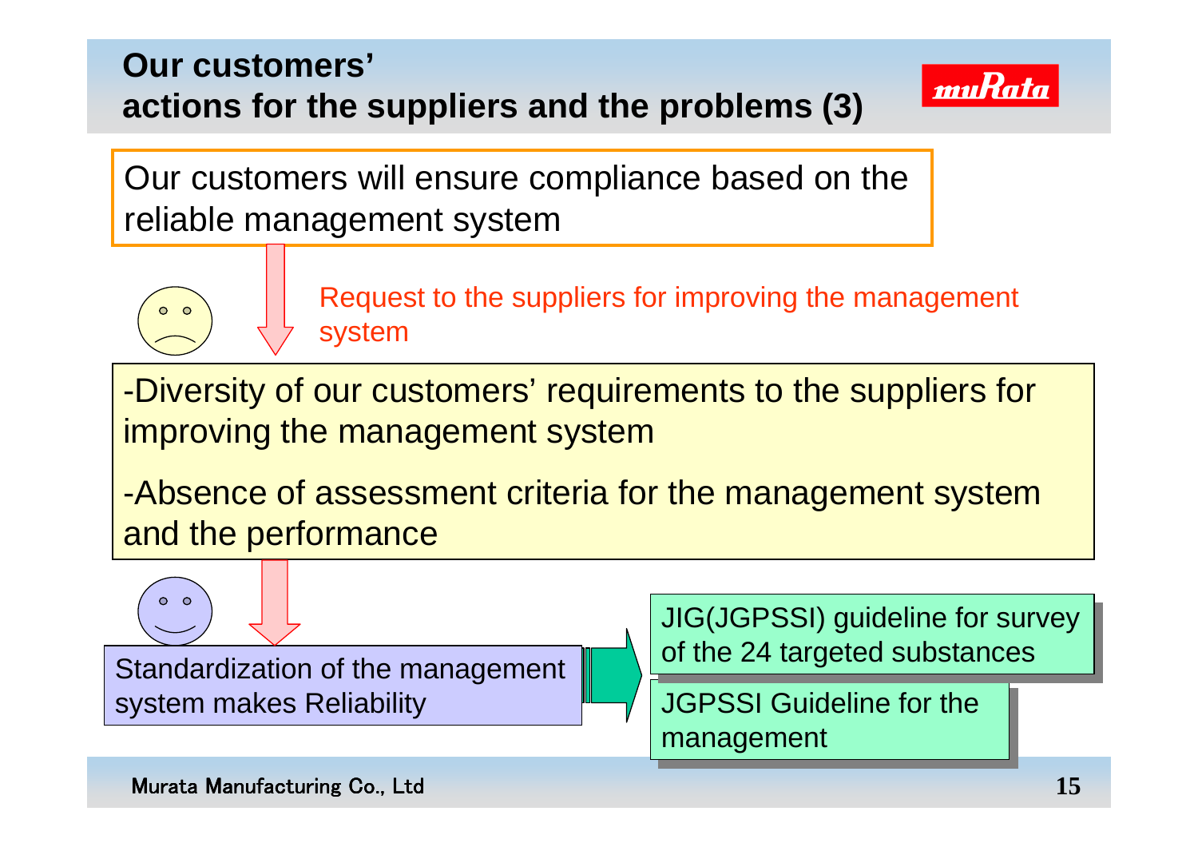## Our customers' actions for the suppliers and the problems (3)

Our customers will ensure compliance based on the reliable management system

Request to the suppliers for improving the management system

- -Diversity of our customers' requirements to the suppliers for improving the management system
- -Absence of assessment criteria for the management system and the performance

Standardization of the management system makes Reliability

JIG(JGPSSI) guideline for survey of the 24 targeted substances

JGPSSI Guideline for the management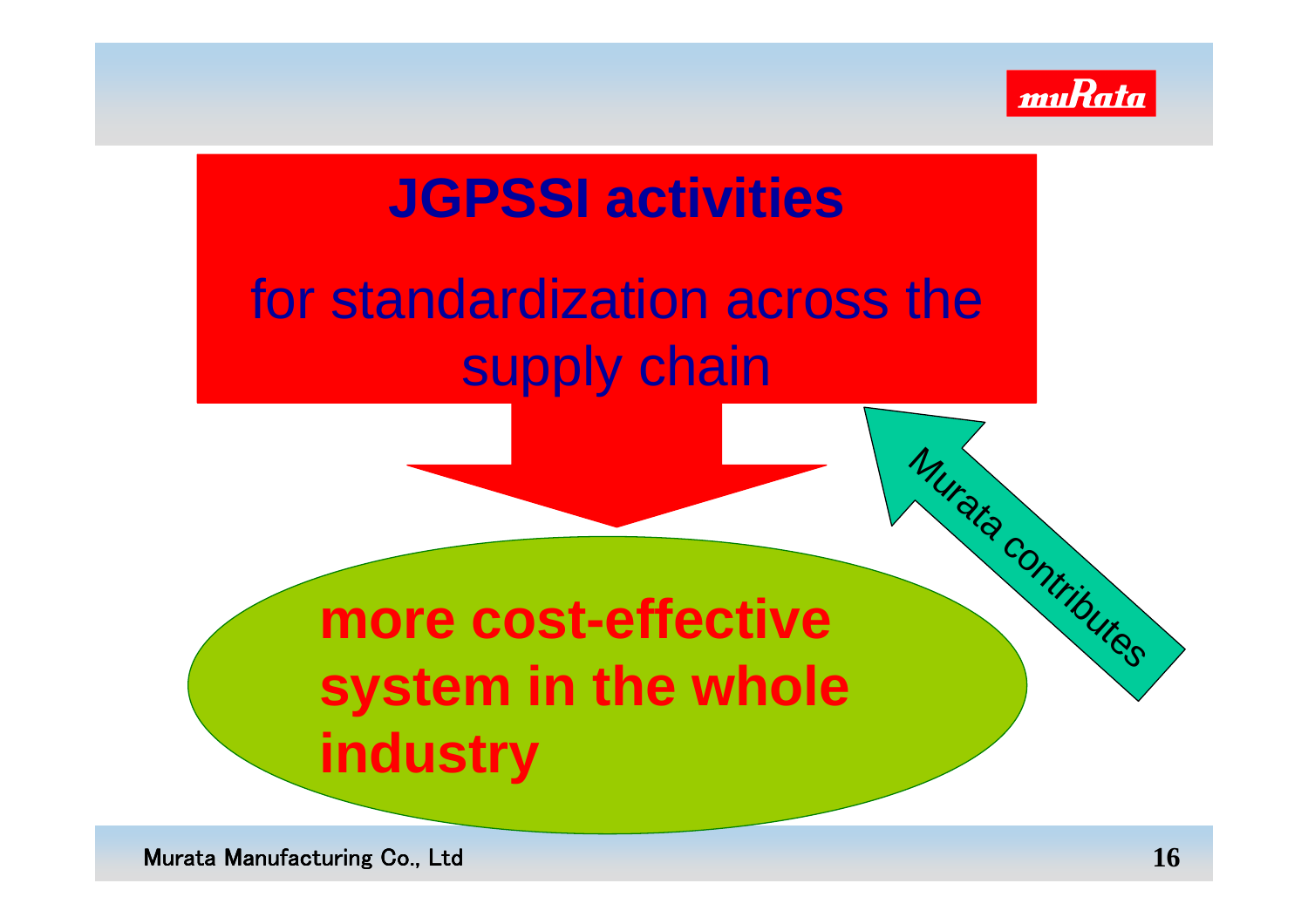# JGPSSI activities

for standardization across the supply chain

**more cost-effective system in the whole industry**

Murata contributes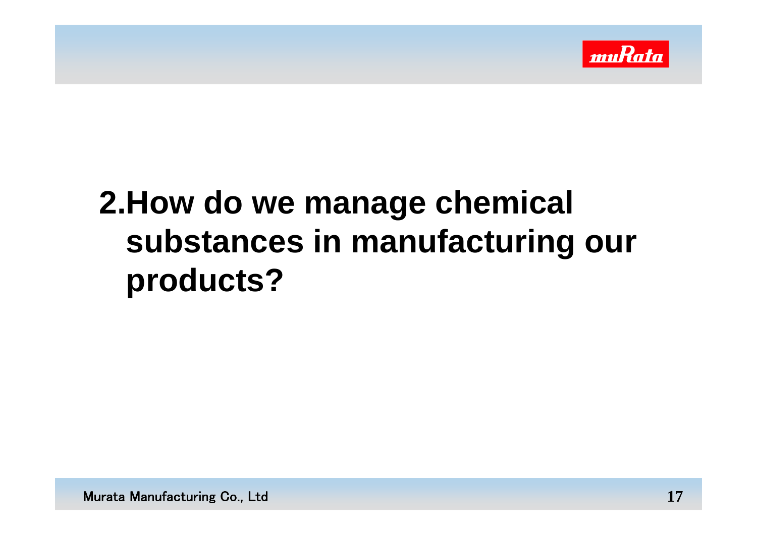# 2.How do we manage chemical substances in manufacturing our products?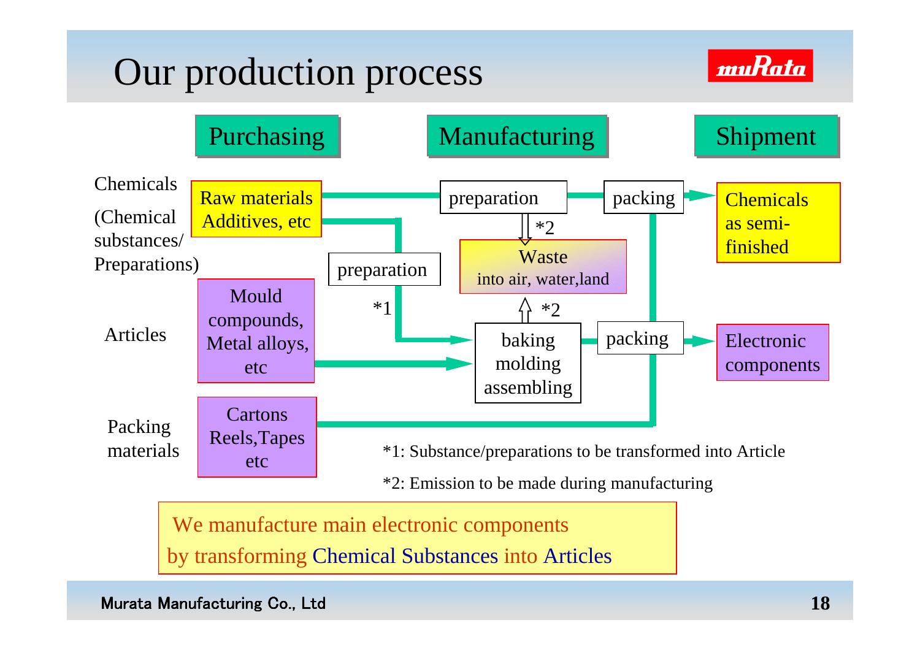# Our production process

**Purchasing** → **Manufacturing** → **Shipment**

**Chemicals (Chemical substances/ Preparations)**

- Raw materials, Additives, etc → preparation → packing → Chemicals as semi-finished
- Raw materials, Additives, etc → preparation (*1) → baking / molding / assembling

**Articles**

- Mould compounds, Metal alloys, etc → baking / molding / assembling → packing → Electronic components

**Packing materials**

- Cartons, Reels, Tapes etc → packing

preparation (*2) → Waste into air, water, land

baking / molding / assembling (*2) → Waste into air, water, land

*1: Substance/preparations to be transformed into Article

*2: Emission to be made during manufacturing

We manufacture main electronic components by transforming Chemical Substances into Articles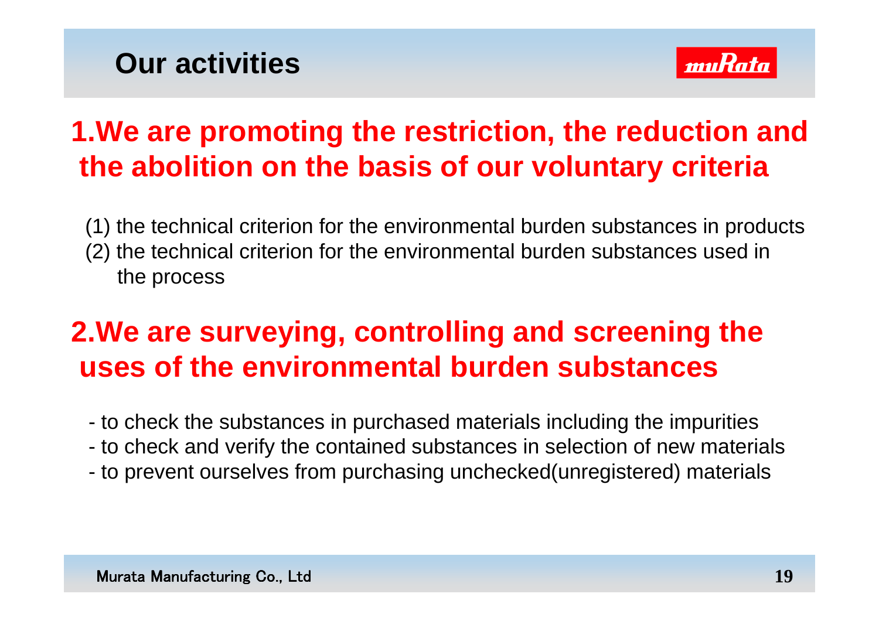# Our activities

## 1.We are promoting the restriction, the reduction and the abolition on the basis of our voluntary criteria

(1) the technical criterion for the environmental burden substances in products
(2) the technical criterion for the environmental burden substances used in the process

## 2.We are surveying, controlling and screening the uses of the environmental burden substances

- to check the substances in purchased materials including the impurities
- to check and verify the contained substances in selection of new materials
- to prevent ourselves from purchasing unchecked(unregistered) materials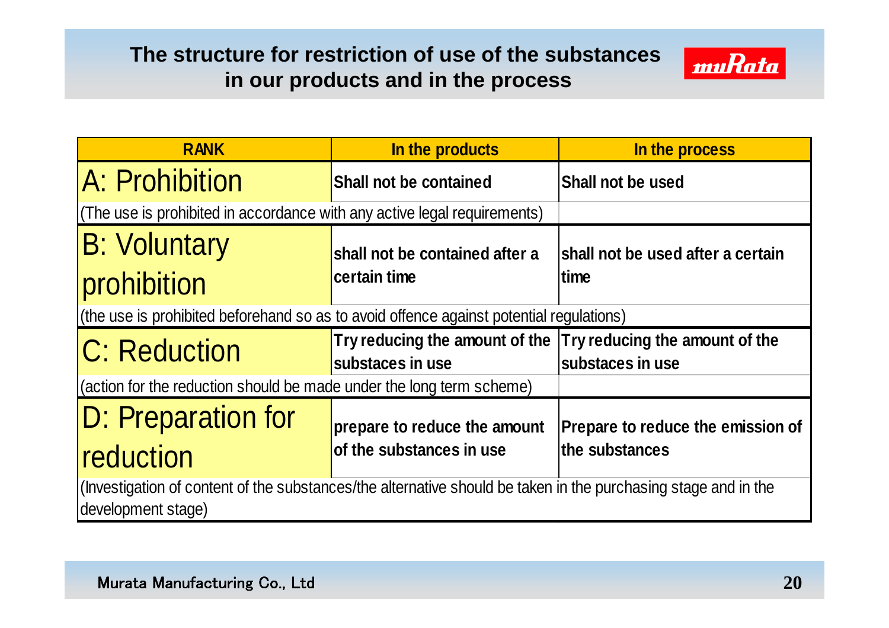# The structure for restriction of use of the substances in our products and in the process

| RANK | In the products | In the process |
| --- | --- | --- |
| A: Prohibition | Shall not be contained | Shall not be used |
| (The use is prohibited in accordance with any active legal requirements) | | |
| B: Voluntary prohibition | shall not be contained after a certain time | shall not be used after a certain time |
| (the use is prohibited beforehand so as to avoid offence against potential regulations) | | |
| C: Reduction | Try reducing the amount of the substaces in use | Try reducing the amount of the substaces in use |
| (action for the reduction should be made under the long term scheme) | | |
| D: Preparation for reduction | prepare to reduce the amount of the substances in use | Prepare to reduce the emission of the substances |
| (Investigation of content of the substances/the alternative should be taken in the purchasing stage and in the development stage) | | |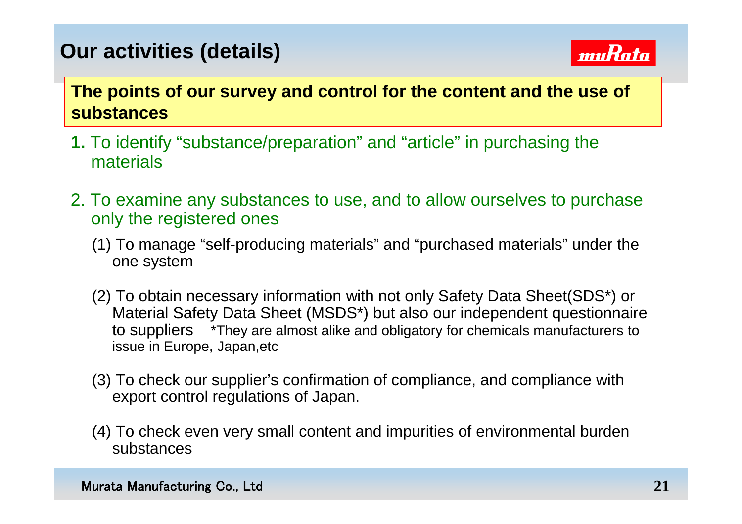# Our activities (details)

**The points of our survey and control for the content and the use of substances**

**1.** To identify “substance/preparation” and “article” in purchasing the materials

2. To examine any substances to use, and to allow ourselves to purchase only the registered ones

   (1) To manage “self-producing materials” and “purchased materials” under the one system

   (2) To obtain necessary information with not only Safety Data Sheet(SDS*) or Material Safety Data Sheet (MSDS*) but also our independent questionnaire to suppliers   *They are almost alike and obligatory for chemicals manufacturers to issue in Europe, Japan,etc

   (3) To check our supplier’s confirmation of compliance, and compliance with export control regulations of Japan.

   (4) To check even very small content and impurities of environmental burden substances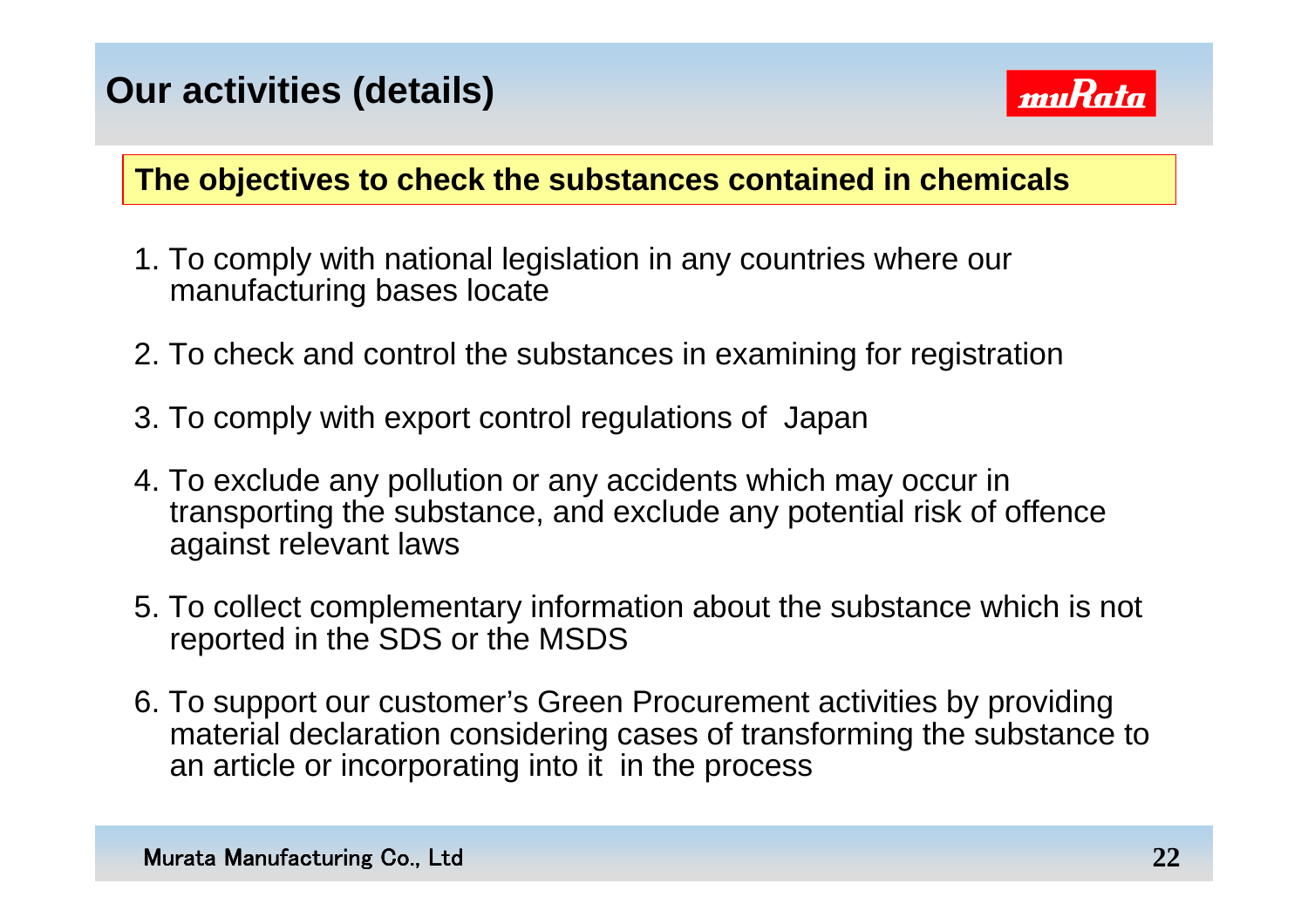# Our activities (details)

## The objectives to check the substances contained in chemicals

1. To comply with national legislation in any countries where our manufacturing bases locate

2. To check and control the substances in examining for registration

3. To comply with export control regulations of Japan

4. To exclude any pollution or any accidents which may occur in transporting the substance, and exclude any potential risk of offence against relevant laws

5. To collect complementary information about the substance which is not reported in the SDS or the MSDS

6. To support our customer's Green Procurement activities by providing material declaration considering cases of transforming the substance to an article or incorporating into it in the process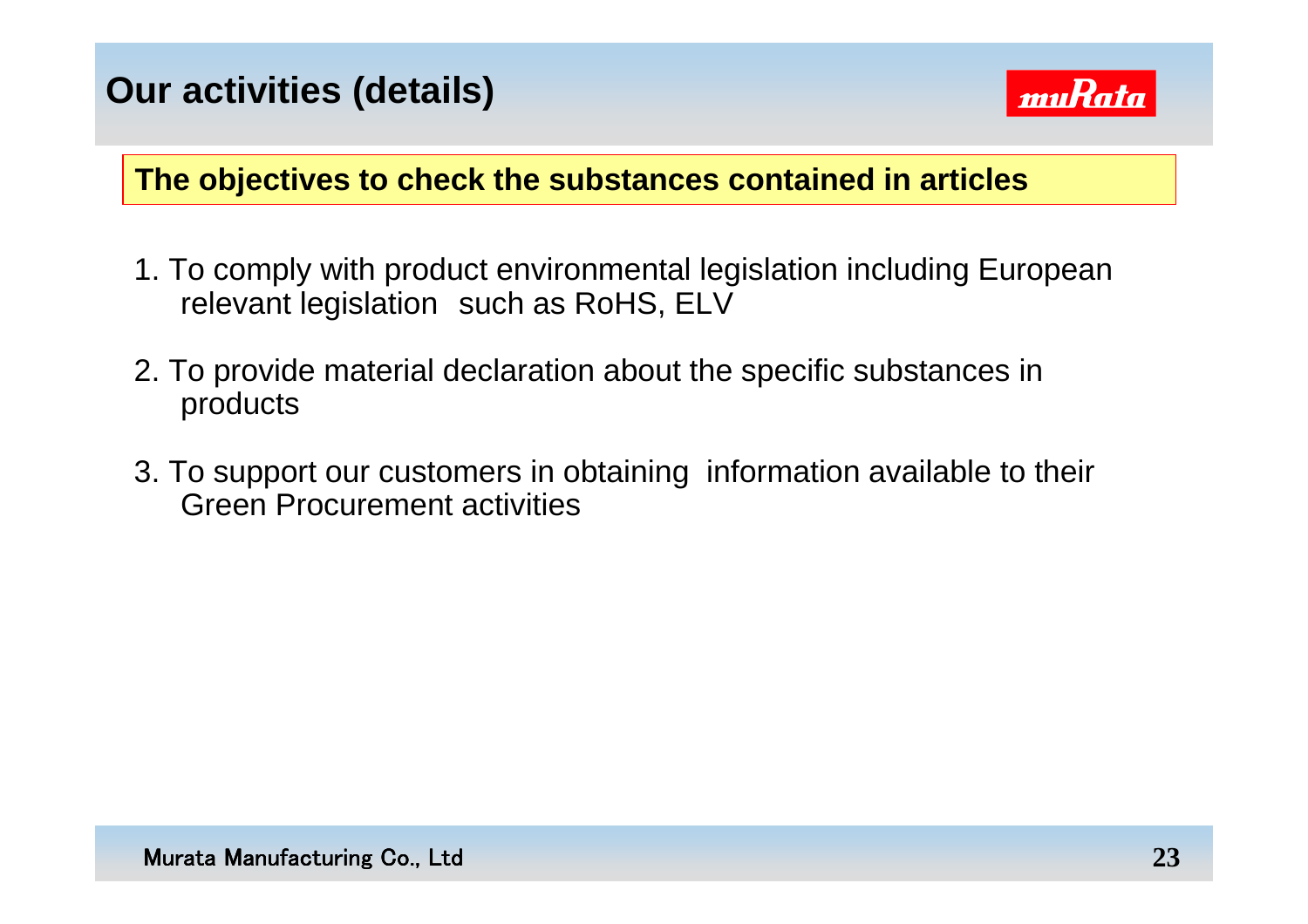# Our activities (details)

**The objectives to check the substances contained in articles**

1. To comply with product environmental legislation including European relevant legislation such as RoHS, ELV

2. To provide material declaration about the specific substances in products

3. To support our customers in obtaining information available to their Green Procurement activities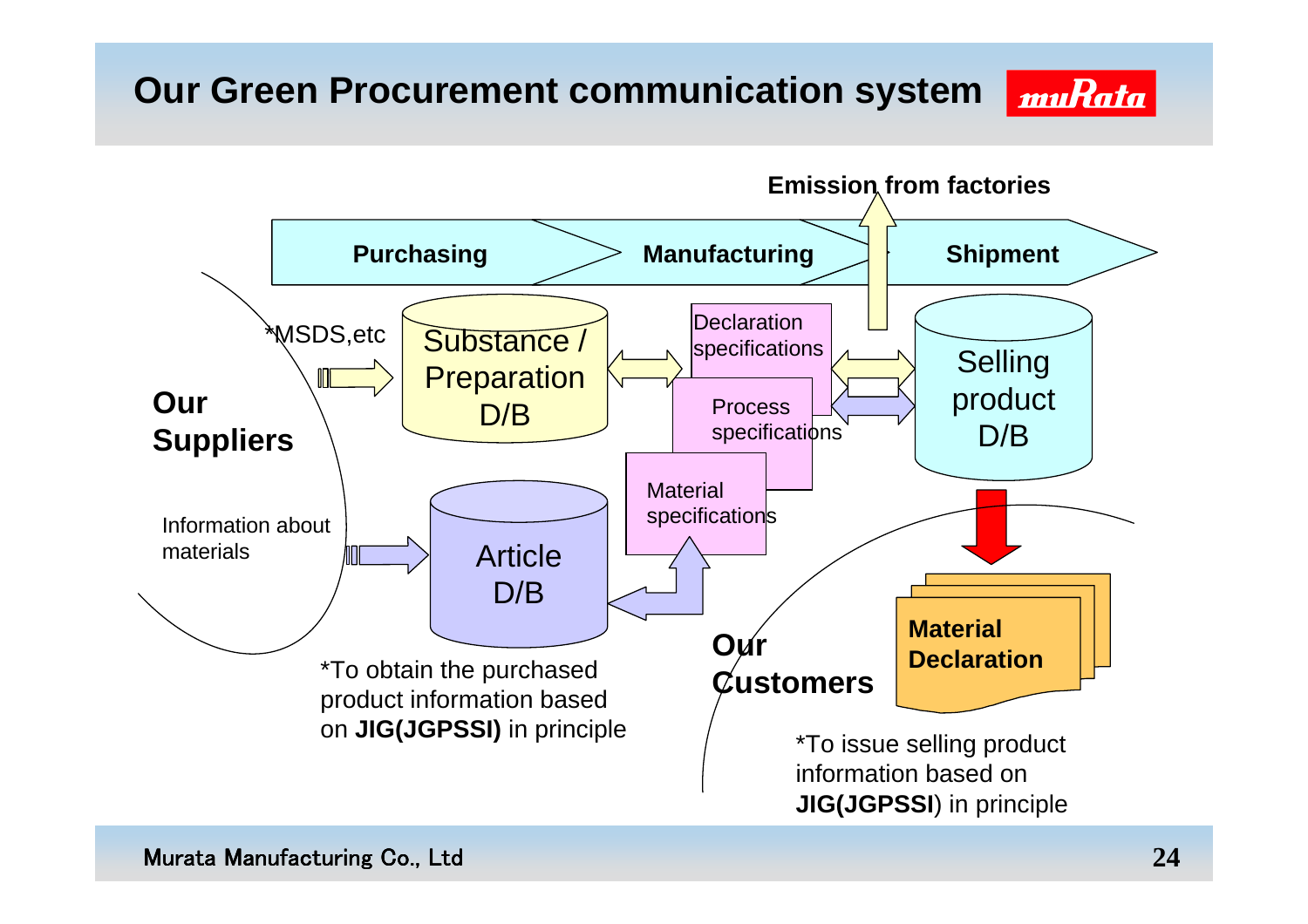# Our Green Procurement communication system

Emission from factories

Purchasing → Manufacturing → Shipment

**Our Suppliers**

*MSDS,etc

Substance / Preparation D/B

Information about materials

Article D/B

Declaration specifications

Process specifications

Material specifications

Selling product D/B

**Material Declaration**

**Our Customers**

*To obtain the purchased product information based on **JIG(JGPSSI)** in principle

*To issue selling product information based on **JIG(JGPSSI)** in principle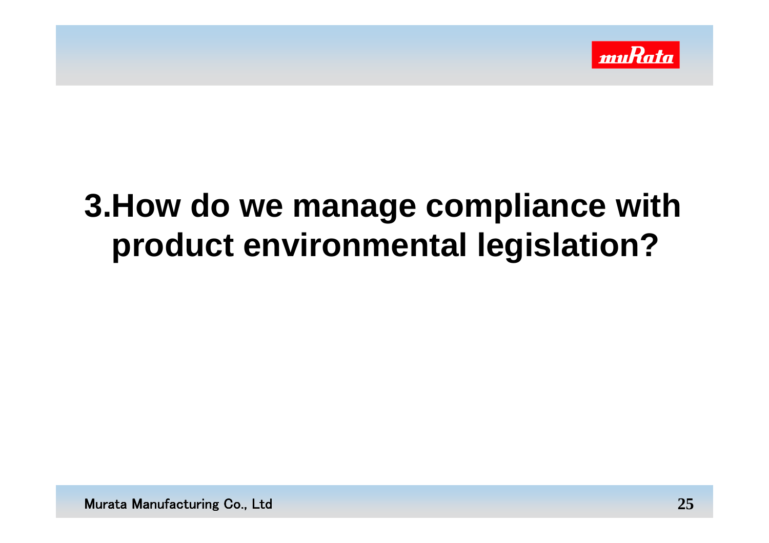# 3.How do we manage compliance with product environmental legislation?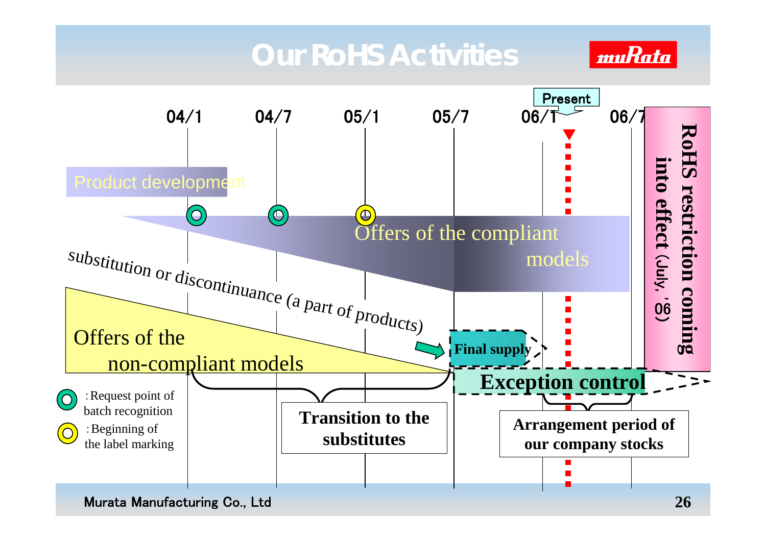# Our RoHS Activities

muRata

Present

04/1 04/7 05/1 05/7 06/1 06/7

Product development

Offers of the compliant models

substitution or discontinuance (a part of products)

Offers of the non-compliant models

Final supply

Exception control

RoHS restriction coming into effect (July, '06)

Transition to the substitutes

Arrangement period of our company stocks

- (green circle): Request point of batch recognition
- (yellow circle): Beginning of the label marking

Murata Manufacturing Co., Ltd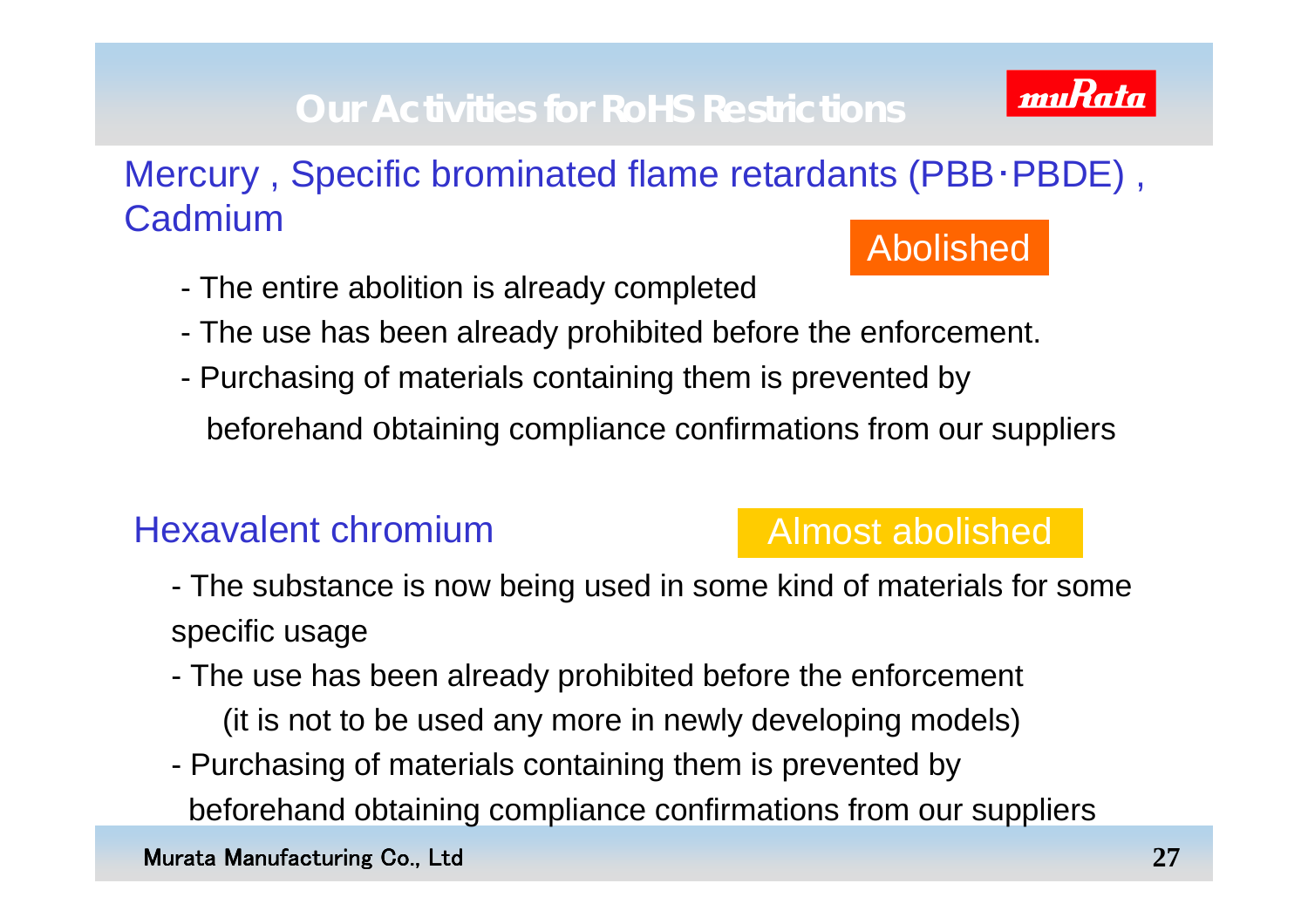# Our Activities for RoHS Restrictions

## Mercury , Specific brominated flame retardants (PBB･PBDE) , Cadmium

**Abolished**

- The entire abolition is already completed
- The use has been already prohibited before the enforcement.
- Purchasing of materials containing them is prevented by beforehand obtaining compliance confirmations from our suppliers

## Hexavalent chromium

**Almost abolished**

- The substance is now being used in some kind of materials for some specific usage
- The use has been already prohibited before the enforcement (it is not to be used any more in newly developing models)
- Purchasing of materials containing them is prevented by beforehand obtaining compliance confirmations from our suppliers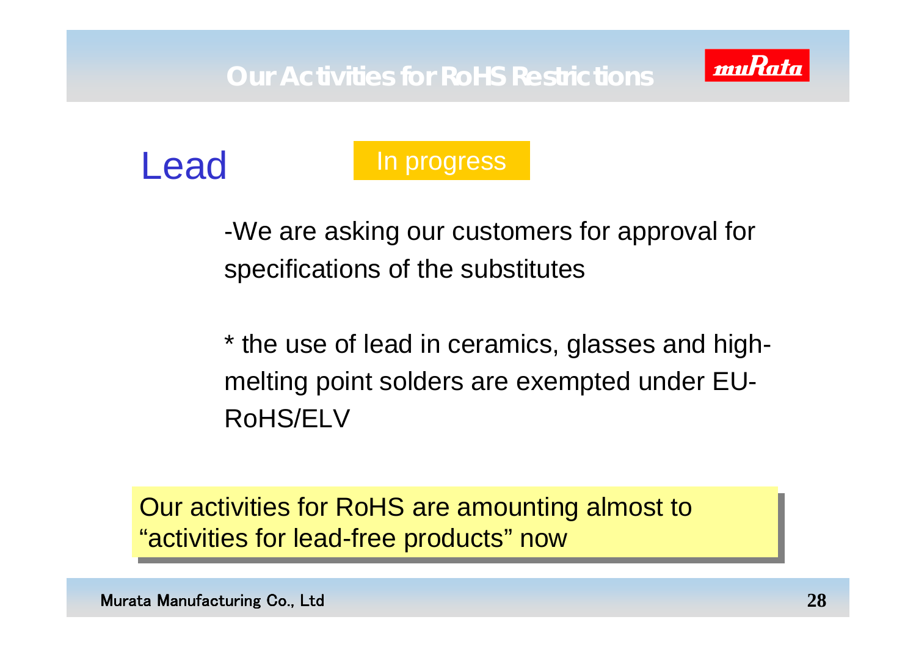# Our Activities for RoHS Restrictions

## Lead

In progress

-We are asking our customers for approval for specifications of the substitutes

* the use of lead in ceramics, glasses and high-melting point solders are exempted under EU-RoHS/ELV

Our activities for RoHS are amounting almost to “activities for lead-free products” now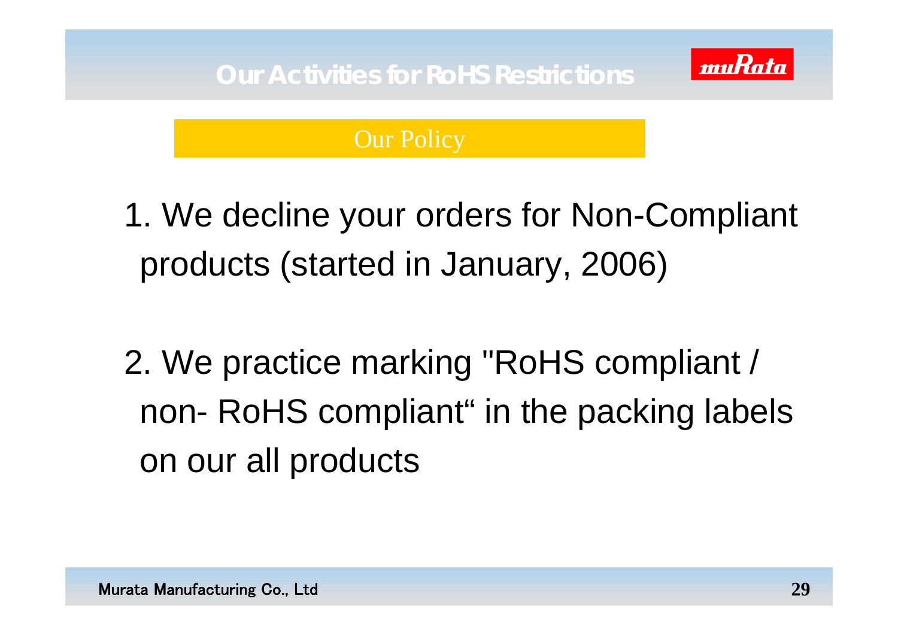# Our Activities for RoHS Restrictions

## Our Policy

1. We decline your orders for Non-Compliant products (started in January, 2006)

2. We practice marking "RoHS compliant / non- RoHS compliant“ in the packing labels on our all products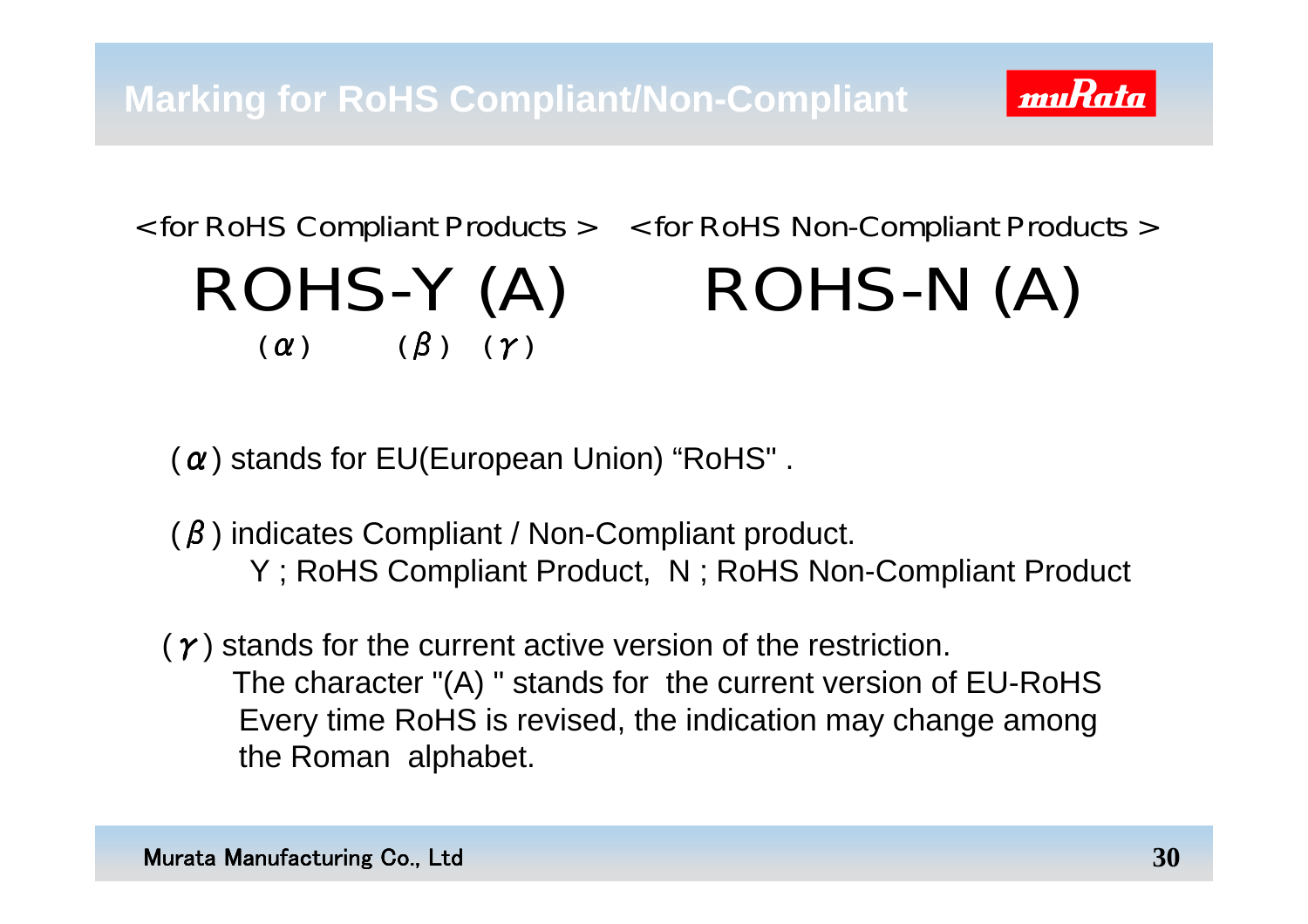# Marking for RoHS Compliant/Non-Compliant

| <for RoHS Compliant Products> | <for RoHS Non-Compliant Products> |
| --- | --- |
| ROHS-Y (A) | ROHS-N (A) |
| ($\alpha$)  ($\beta$)  ($\gamma$) | |

($\alpha$) stands for EU(European Union) “RoHS" .

($\beta$) indicates Compliant / Non-Compliant product.
Y ; RoHS Compliant Product,  N ; RoHS Non-Compliant Product

($\gamma$) stands for the current active version of the restriction.
The character "(A) " stands for the current version of EU-RoHS
Every time RoHS is revised, the indication may change among the Roman alphabet.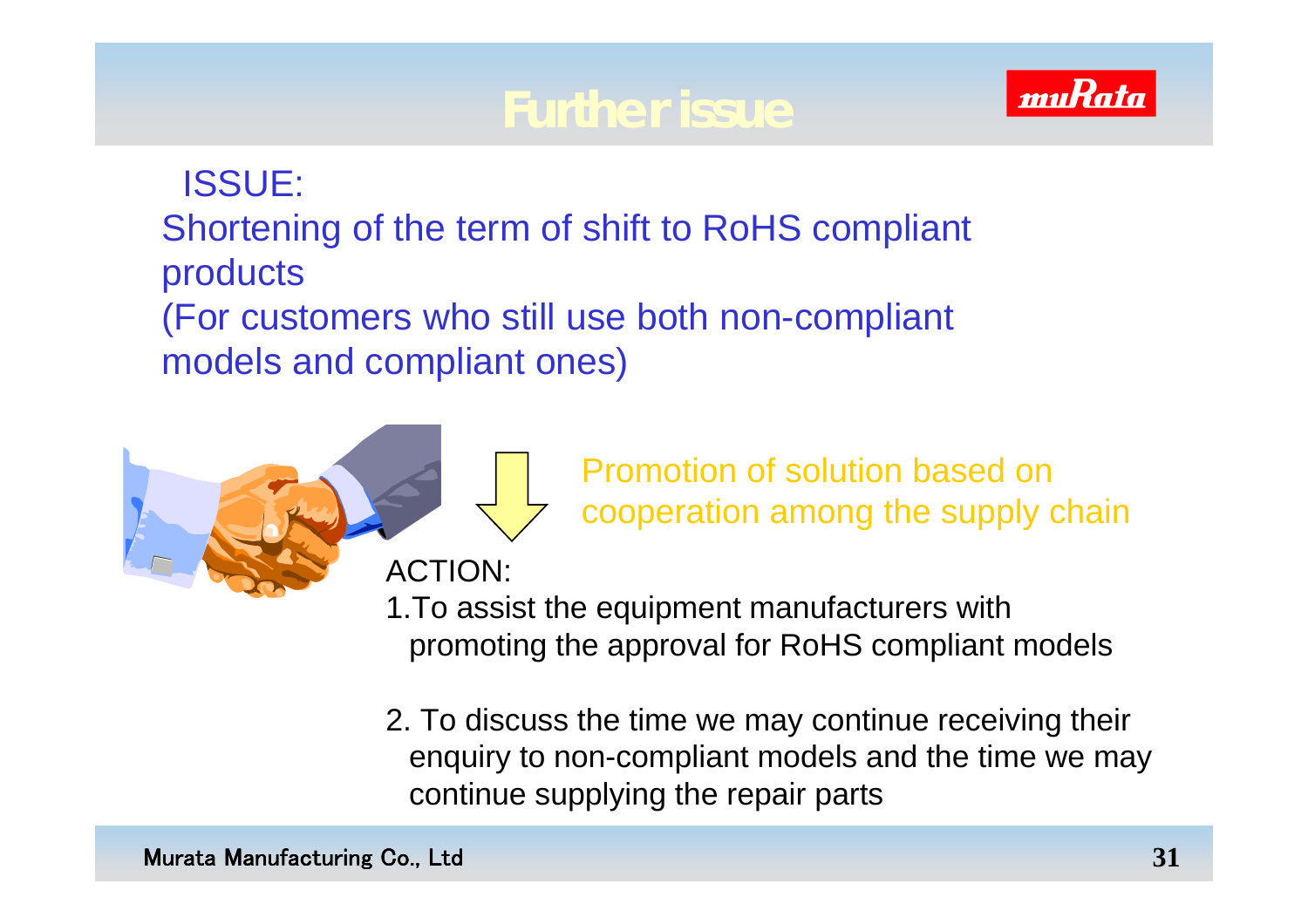# Further issue

ISSUE:

Shortening of the term of shift to RoHS compliant products
(For customers who still use both non-compliant models and compliant ones)

Promotion of solution based on cooperation among the supply chain

ACTION:

1. To assist the equipment manufacturers with promoting the approval for RoHS compliant models

2. To discuss the time we may continue receiving their enquiry to non-compliant models and the time we may continue supplying the repair parts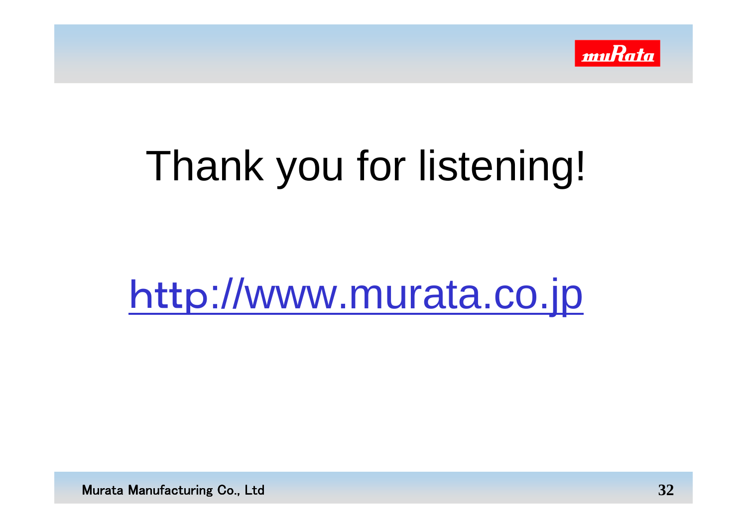# Thank you for listening!

http://www.murata.co.jp